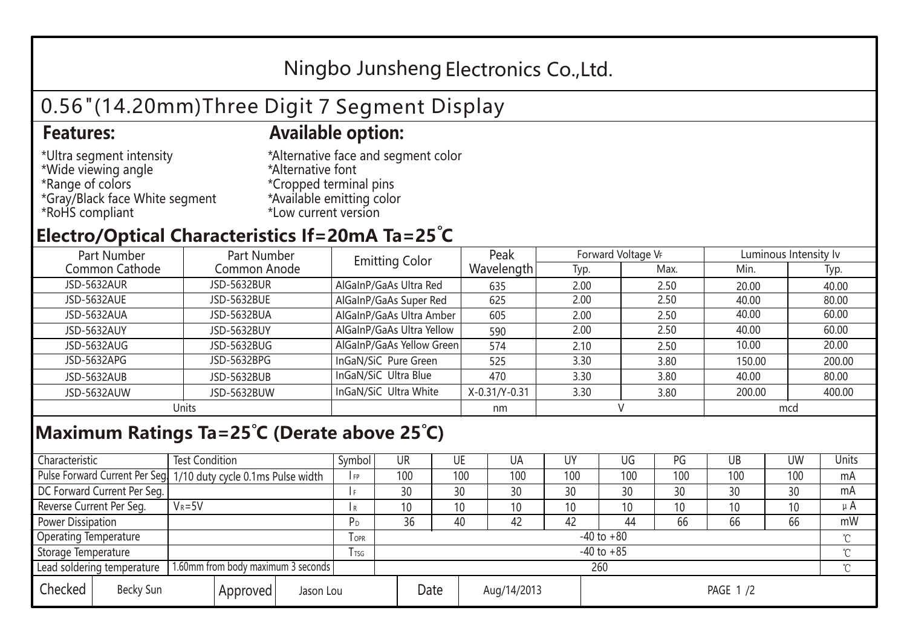# Ningbo Junsheng Electronics Co.,Ltd.

## 0.56"(14.20mm)Three Digit 7 Segment Display

### Features:

*Ultra segment intensity
*Wide viewing angle
*Range of colors
*Gray/Black face White segment
*RoHS compliant

### Available option:

*Alternative face and segment color
*Alternative font
*Cropped terminal pins
*Available emitting color
*Low current version

## Electro/Optical Characteristics If=20mA Ta=25°C

| Part Number Common Cathode | Part Number Common Anode | Emitting Color | Peak Wavelength | Forward Voltage $V_F$ | | Luminous Intensity Iv | |
|---|---|---|---|---|---|---|---|
| | | | | Typ. | Max. | Min. | Typ. |
| JSD-5632AUR | JSD-5632BUR | AlGaInP/GaAs Ultra Red | 635 | 2.00 | 2.50 | 20.00 | 40.00 |
| JSD-5632AUE | JSD-5632BUE | AlGaInP/GaAs Super Red | 625 | 2.00 | 2.50 | 40.00 | 80.00 |
| JSD-5632AUA | JSD-5632BUA | AlGaInP/GaAs Ultra Amber | 605 | 2.00 | 2.50 | 40.00 | 60.00 |
| JSD-5632AUY | JSD-5632BUY | AlGaInP/GaAs Ultra Yellow | 590 | 2.00 | 2.50 | 40.00 | 60.00 |
| JSD-5632AUG | JSD-5632BUG | AlGaInP/GaAs Yellow Green | 574 | 2.10 | 2.50 | 10.00 | 20.00 |
| JSD-5632APG | JSD-5632BPG | InGaN/SiC Pure Green | 525 | 3.30 | 3.80 | 150.00 | 200.00 |
| JSD-5632AUB | JSD-5632BUB | InGaN/SiC Ultra Blue | 470 | 3.30 | 3.80 | 40.00 | 80.00 |
| JSD-5632AUW | JSD-5632BUW | InGaN/SiC Ultra White | X-0.31/Y-0.31 | 3.30 | 3.80 | 200.00 | 400.00 |
| Units | | | nm | V | | mcd | |

## Maximum Ratings Ta=25°C (Derate above 25°C)

| Characteristic | Test Condition | Symbol | UR | UE | UA | UY | UG | PG | UB | UW | Units |
|---|---|---|---|---|---|---|---|---|---|---|---|
| Pulse Forward Current Per Seg. | 1/10 duty cycle 0.1ms Pulse width | $I_{FP}$ | 100 | 100 | 100 | 100 | 100 | 100 | 100 | 100 | mA |
| DC Forward Current Per Seg. | | $I_F$ | 30 | 30 | 30 | 30 | 30 | 30 | 30 | 30 | mA |
| Reverse Current Per Seg. | $V_R$=5V | $I_R$ | 10 | 10 | 10 | 10 | 10 | 10 | 10 | 10 | μA |
| Power Dissipation | | $P_D$ | 36 | 40 | 42 | 42 | 44 | 66 | 66 | 66 | mW |
| Operating Temperature | | $T_{OPR}$ | -40 to +80 | | | | | | | | ℃ |
| Storage Temperature | | $T_{TSG}$ | -40 to +85 | | | | | | | | ℃ |
| Lead soldering temperature | 1.60mm from body maximum 3 seconds | | 260 | | | | | | | | ℃ |

| Checked | Becky Sun | Approved | Jason Lou | Date | Aug/14/2013 |
|---|---|---|---|---|---|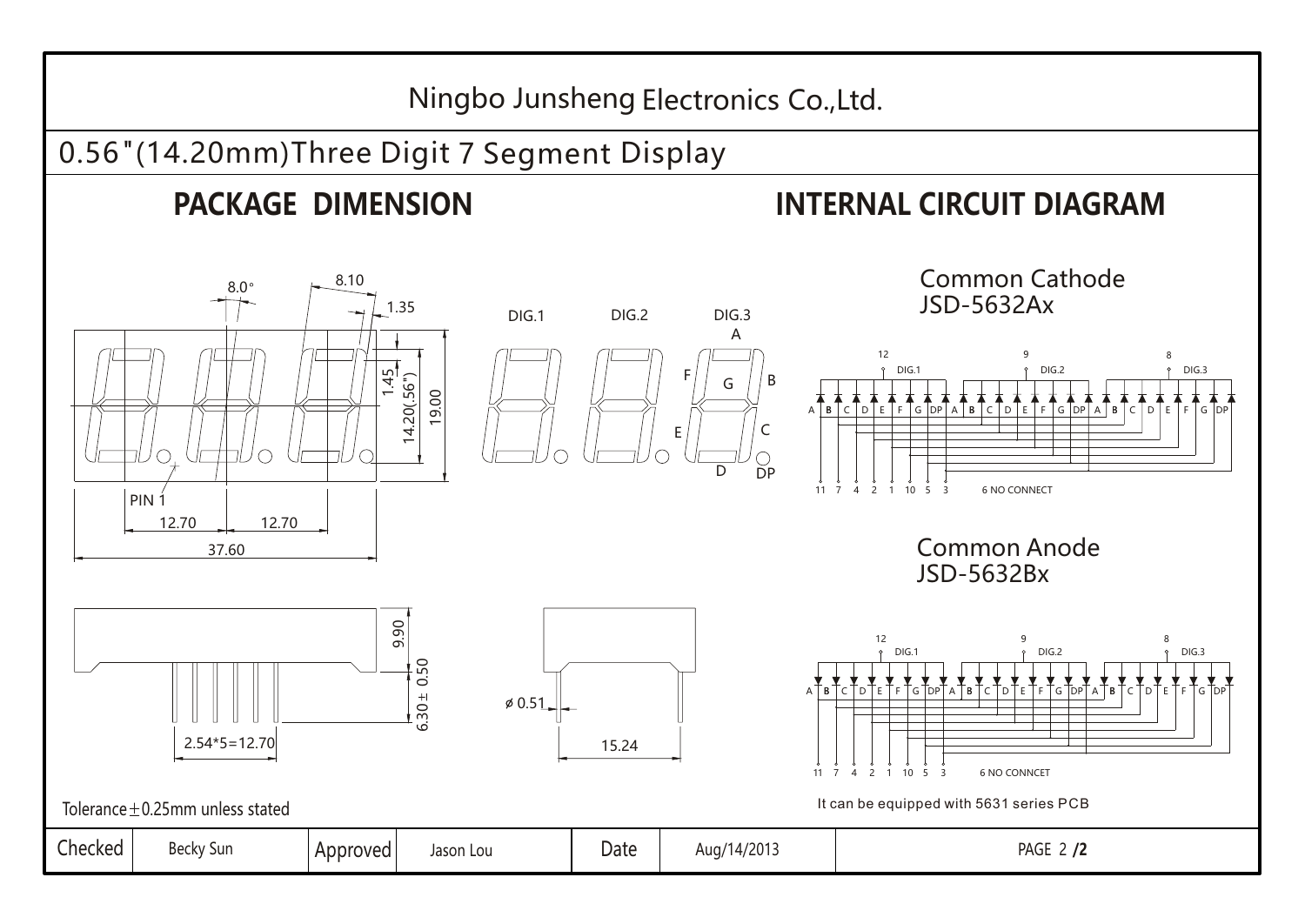Ningbo Junsheng Electronics Co.,Ltd.

0.56"(14.20mm)Three Digit 7 Segment Display

## PACKAGE DIMENSION

8.0°
8.10
1.35
1.45
14.20(.56")
19.00
PIN 1
12.70
12.70
37.60

DIG.1 DIG.2 DIG.3
A
B
C
D
DP
E
F
G

9.90
6.30± 0.50
2.54*5=12.70
ø 0.51
15.24

Tolerance ± 0.25mm unless stated

## INTERNAL CIRCUIT DIAGRAM

### Common Cathode
### JSD-5632Ax

12 DIG.1
9 DIG.2
8 DIG.3
A B C D E F G DP A B C D E F G DP A B C D E F G DP
11 7 4 2 1 10 5 3
6 NO CONNECT

### Common Anode
### JSD-5632Bx

12 DIG.1
9 DIG.2
8 DIG.3
A B C D E F G DP A B C D E F G DP A B C D E F G DP
11 7 4 2 1 10 5 3
6 NO CONNCET

It can be equipped with 5631 series PCB

| Checked | Becky Sun | Approved | Jason Lou | Date | Aug/14/2013 | PAGE 2 /2 |
|---|---|---|---|---|---|---|